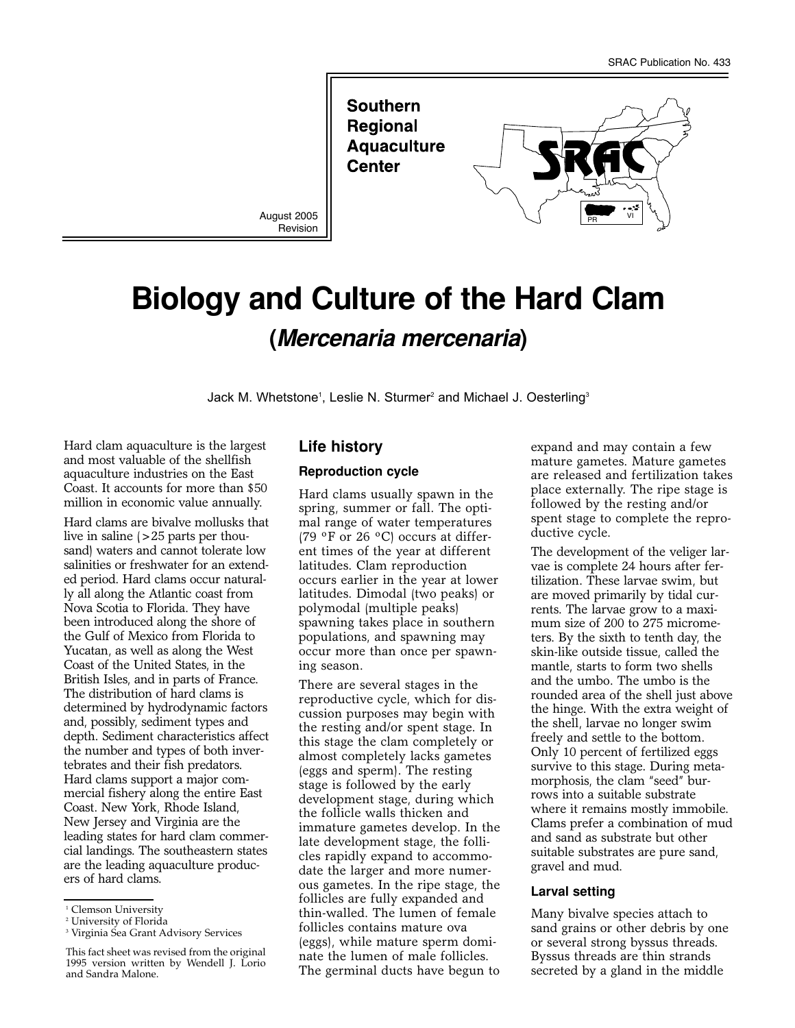SRAC Publication No. 433

**Southern Regional Aquaculture Center**

August 2005
Revision

# Biology and Culture of the Hard Clam (*Mercenaria mercenaria*)

Jack M. Whetstone[1], Leslie N. Sturmer[2] and Michael J. Oesterling[3]

Hard clam aquaculture is the largest and most valuable of the shellfish aquaculture industries on the East Coast. It accounts for more than $50 million in economic value annually.

Hard clams are bivalve mollusks that live in saline (>25 parts per thousand) waters and cannot tolerate low salinities or freshwater for an extended period. Hard clams occur naturally all along the Atlantic coast from Nova Scotia to Florida. They have been introduced along the shore of the Gulf of Mexico from Florida to Yucatan, as well as along the West Coast of the United States, in the British Isles, and in parts of France. The distribution of hard clams is determined by hydrodynamic factors and, possibly, sediment types and depth. Sediment characteristics affect the number and types of both invertebrates and their fish predators. Hard clams support a major commercial fishery along the entire East Coast. New York, Rhode Island, New Jersey and Virginia are the leading states for hard clam commercial landings. The southeastern states are the leading aquaculture producers of hard clams.

[1] Clemson University
[2] University of Florida
[3] Virginia Sea Grant Advisory Services

This fact sheet was revised from the original 1995 version written by Wendell J. Lorio and Sandra Malone.

## Life history

### Reproduction cycle

Hard clams usually spawn in the spring, summer or fall. The optimal range of water temperatures (79 °F or 26 °C) occurs at different times of the year at different latitudes. Clam reproduction occurs earlier in the year at lower latitudes. Dimodal (two peaks) or polymodal (multiple peaks) spawning takes place in southern populations, and spawning may occur more than once per spawning season.

There are several stages in the reproductive cycle, which for discussion purposes may begin with the resting and/or spent stage. In this stage the clam completely or almost completely lacks gametes (eggs and sperm). The resting stage is followed by the early development stage, during which the follicle walls thicken and immature gametes develop. In the late development stage, the follicles rapidly expand to accommodate the larger and more numerous gametes. In the ripe stage, the follicles are fully expanded and thin-walled. The lumen of female follicles contains mature ova (eggs), while mature sperm dominate the lumen of male follicles. The germinal ducts have begun to expand and may contain a few mature gametes. Mature gametes are released and fertilization takes place externally. The ripe stage is followed by the resting and/or spent stage to complete the reproductive cycle.

The development of the veliger larvae is complete 24 hours after fertilization. These larvae swim, but are moved primarily by tidal currents. The larvae grow to a maximum size of 200 to 275 micrometers. By the sixth to tenth day, the skin-like outside tissue, called the mantle, starts to form two shells and the umbo. The umbo is the rounded area of the shell just above the hinge. With the extra weight of the shell, larvae no longer swim freely and settle to the bottom. Only 10 percent of fertilized eggs survive to this stage. During metamorphosis, the clam "seed" burrows into a suitable substrate where it remains mostly immobile. Clams prefer a combination of mud and sand as substrate but other suitable substrates are pure sand, gravel and mud.

### Larval setting

Many bivalve species attach to sand grains or other debris by one or several strong byssus threads. Byssus threads are thin strands secreted by a gland in the middle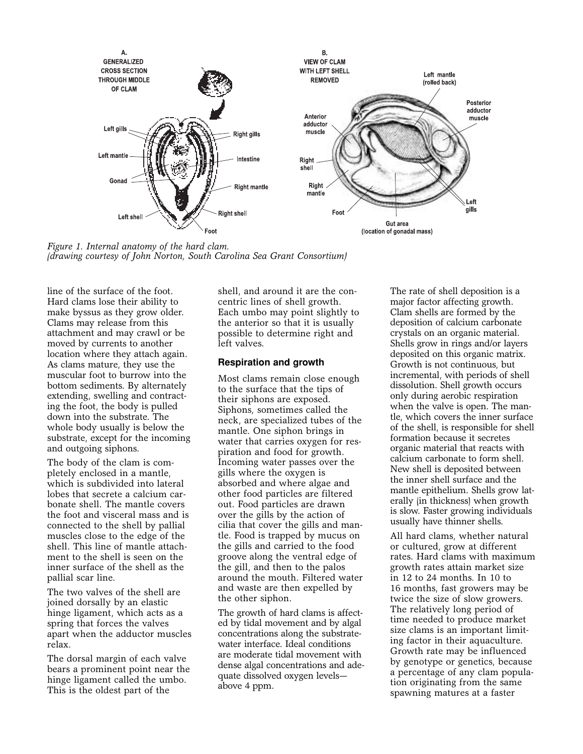*Figure 1. Internal anatomy of the hard clam.*
*(drawing courtesy of John Norton, South Carolina Sea Grant Consortium)*

line of the surface of the foot. Hard clams lose their ability to make byssus as they grow older. Clams may release from this attachment and may crawl or be moved by currents to another location where they attach again. As clams mature, they use the muscular foot to burrow into the bottom sediments. By alternately extending, swelling and contracting the foot, the body is pulled down into the substrate. The whole body usually is below the substrate, except for the incoming and outgoing siphons.

The body of the clam is completely enclosed in a mantle, which is subdivided into lateral lobes that secrete a calcium carbonate shell. The mantle covers the foot and visceral mass and is connected to the shell by pallial muscles close to the edge of the shell. This line of mantle attachment to the shell is seen on the inner surface of the shell as the pallial scar line.

The two valves of the shell are joined dorsally by an elastic hinge ligament, which acts as a spring that forces the valves apart when the adductor muscles relax.

The dorsal margin of each valve bears a prominent point near the hinge ligament called the umbo. This is the oldest part of the shell, and around it are the concentric lines of shell growth. Each umbo may point slightly to the anterior so that it is usually possible to determine right and left valves.

### Respiration and growth

Most clams remain close enough to the surface that the tips of their siphons are exposed. Siphons, sometimes called the neck, are specialized tubes of the mantle. One siphon brings in water that carries oxygen for respiration and food for growth. Incoming water passes over the gills where the oxygen is absorbed and where algae and other food particles are filtered out. Food particles are drawn over the gills by the action of cilia that cover the gills and mantle. Food is trapped by mucus on the gills and carried to the food groove along the ventral edge of the gill, and then to the palos around the mouth. Filtered water and waste are then expelled by the other siphon.

The growth of hard clams is affected by tidal movement and by algal concentrations along the substrate-water interface. Ideal conditions are moderate tidal movement with dense algal concentrations and adequate dissolved oxygen levels—above 4 ppm.

The rate of shell deposition is a major factor affecting growth. Clam shells are formed by the deposition of calcium carbonate crystals on an organic material. Shells grow in rings and/or layers deposited on this organic matrix. Growth is not continuous, but incremental, with periods of shell dissolution. Shell growth occurs only during aerobic respiration when the valve is open. The mantle, which covers the inner surface of the shell, is responsible for shell formation because it secretes organic material that reacts with calcium carbonate to form shell. New shell is deposited between the inner shell surface and the mantle epithelium. Shells grow laterally (in thickness) when growth is slow. Faster growing individuals usually have thinner shells.

All hard clams, whether natural or cultured, grow at different rates. Hard clams with maximum growth rates attain market size in 12 to 24 months. In 10 to 16 months, fast growers may be twice the size of slow growers. The relatively long period of time needed to produce market size clams is an important limiting factor in their aquaculture. Growth rate may be influenced by genotype or genetics, because a percentage of any clam population originating from the same spawning matures at a faster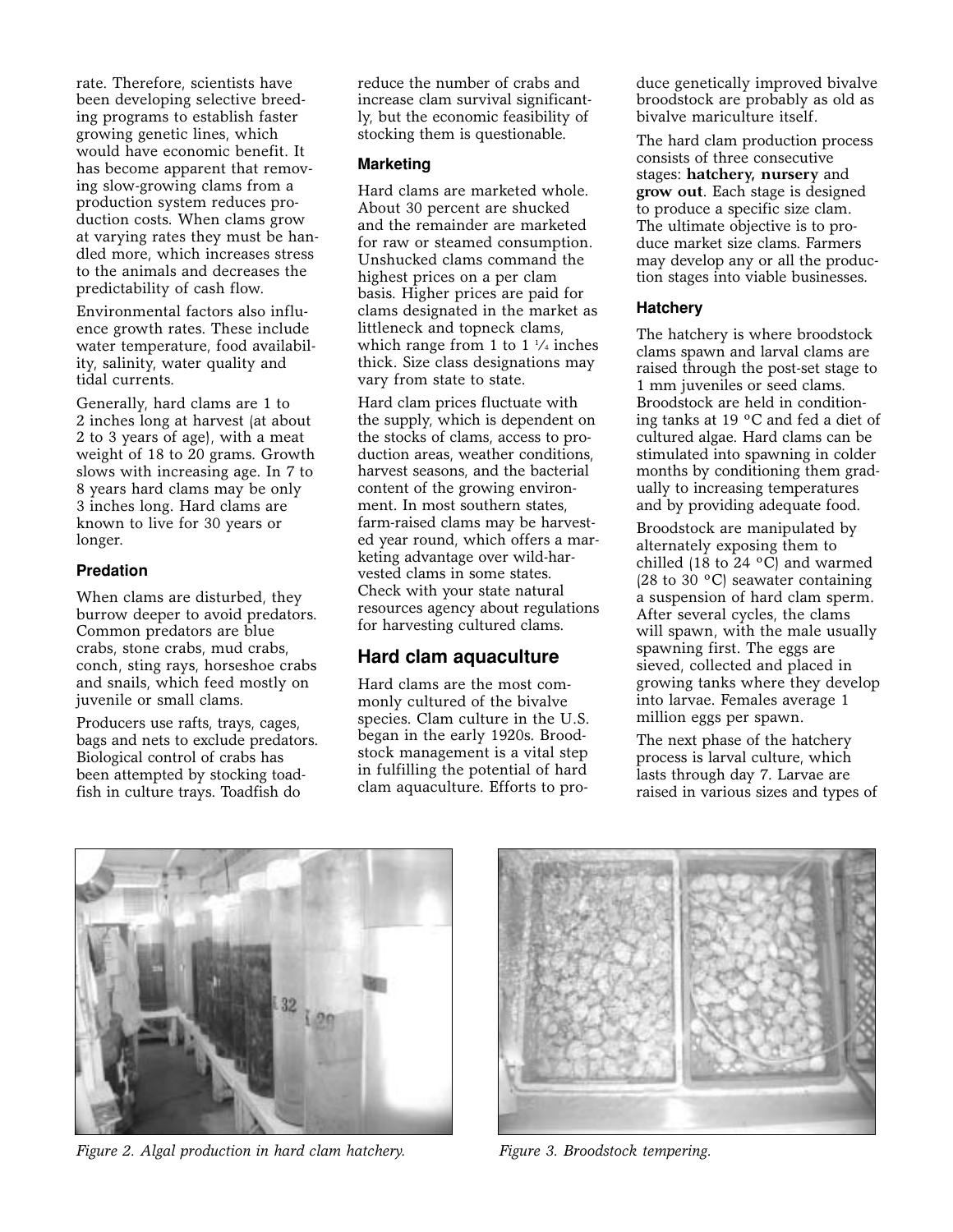rate. Therefore, scientists have been developing selective breeding programs to establish faster growing genetic lines, which would have economic benefit. It has become apparent that removing slow-growing clams from a production system reduces production costs. When clams grow at varying rates they must be handled more, which increases stress to the animals and decreases the predictability of cash flow.

Environmental factors also influence growth rates. These include water temperature, food availability, salinity, water quality and tidal currents.

Generally, hard clams are 1 to 2 inches long at harvest (at about 2 to 3 years of age), with a meat weight of 18 to 20 grams. Growth slows with increasing age. In 7 to 8 years hard clams may be only 3 inches long. Hard clams are known to live for 30 years or longer.

### Predation

When clams are disturbed, they burrow deeper to avoid predators. Common predators are blue crabs, stone crabs, mud crabs, conch, sting rays, horseshoe crabs and snails, which feed mostly on juvenile or small clams.

Producers use rafts, trays, cages, bags and nets to exclude predators. Biological control of crabs has been attempted by stocking toadfish in culture trays. Toadfish do reduce the number of crabs and increase clam survival significantly, but the economic feasibility of stocking them is questionable.

### Marketing

Hard clams are marketed whole. About 30 percent are shucked and the remainder are marketed for raw or steamed consumption. Unshucked clams command the highest prices on a per clam basis. Higher prices are paid for clams designated in the market as littleneck and topneck clams, which range from 1 to 1 ¼ inches thick. Size class designations may vary from state to state.

Hard clam prices fluctuate with the supply, which is dependent on the stocks of clams, access to production areas, weather conditions, harvest seasons, and the bacterial content of the growing environment. In most southern states, farm-raised clams may be harvested year round, which offers a marketing advantage over wild-harvested clams in some states. Check with your state natural resources agency about regulations for harvesting cultured clams.

## Hard clam aquaculture

Hard clams are the most commonly cultured of the bivalve species. Clam culture in the U.S. began in the early 1920s. Broodstock management is a vital step in fulfilling the potential of hard clam aquaculture. Efforts to produce genetically improved bivalve broodstock are probably as old as bivalve mariculture itself.

The hard clam production process consists of three consecutive stages: **hatchery, nursery** and **grow out**. Each stage is designed to produce a specific size clam. The ultimate objective is to produce market size clams. Farmers may develop any or all the production stages into viable businesses.

### Hatchery

The hatchery is where broodstock clams spawn and larval clams are raised through the post-set stage to 1 mm juveniles or seed clams. Broodstock are held in conditioning tanks at 19 °C and fed a diet of cultured algae. Hard clams can be stimulated into spawning in colder months by conditioning them gradually to increasing temperatures and by providing adequate food.

Broodstock are manipulated by alternately exposing them to chilled (18 to 24 °C) and warmed (28 to 30 °C) seawater containing a suspension of hard clam sperm. After several cycles, the clams will spawn, with the male usually spawning first. The eggs are sieved, collected and placed in growing tanks where they develop into larvae. Females average 1 million eggs per spawn.

The next phase of the hatchery process is larval culture, which lasts through day 7. Larvae are raised in various sizes and types of

*Figure 2. Algal production in hard clam hatchery.*

*Figure 3. Broodstock tempering.*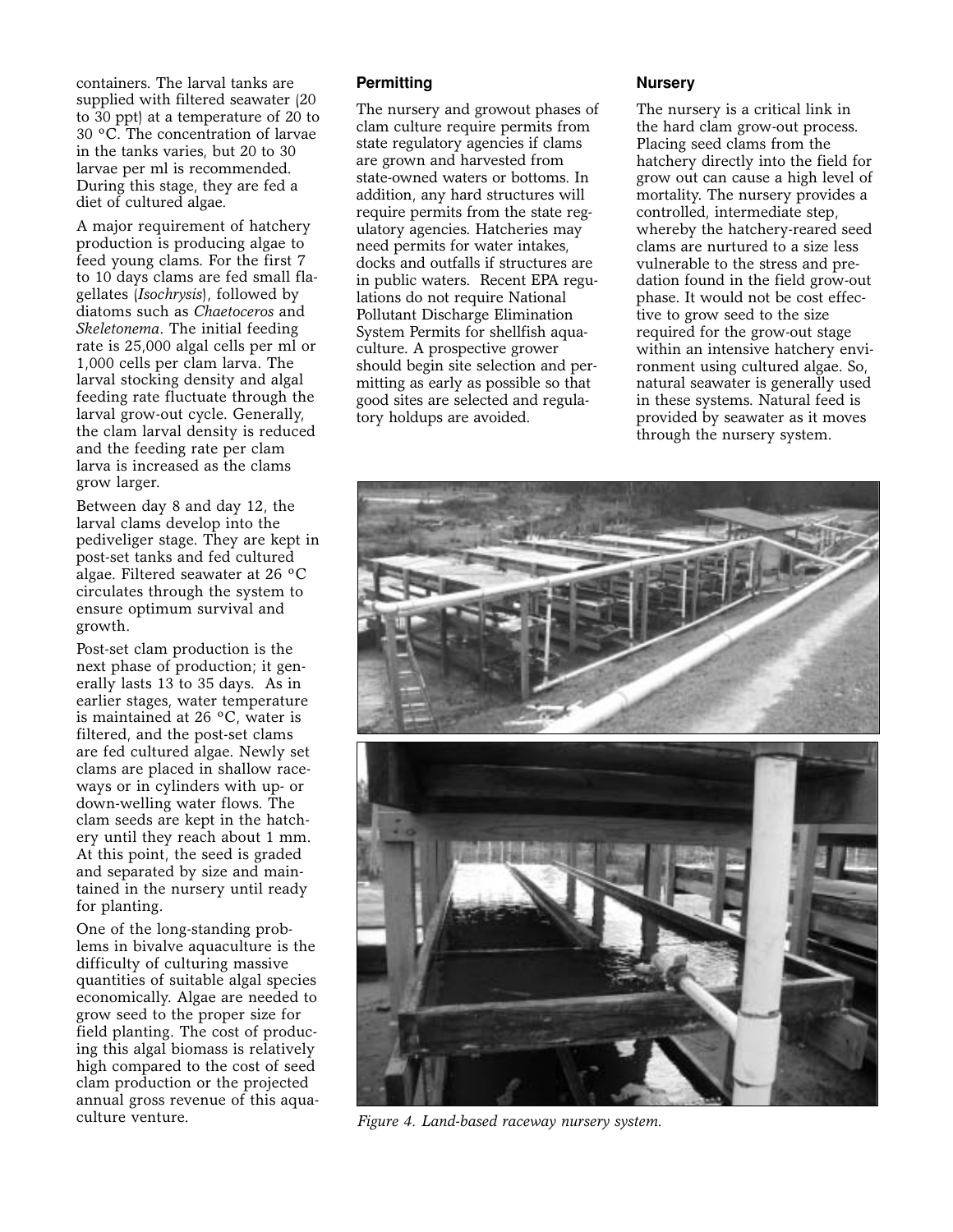containers. The larval tanks are supplied with filtered seawater (20 to 30 ppt) at a temperature of 20 to 30 °C. The concentration of larvae in the tanks varies, but 20 to 30 larvae per ml is recommended. During this stage, they are fed a diet of cultured algae.

A major requirement of hatchery production is producing algae to feed young clams. For the first 7 to 10 days clams are fed small flagellates (*Isochrysis*), followed by diatoms such as *Chaetoceros* and *Skeletonema*. The initial feeding rate is 25,000 algal cells per ml or 1,000 cells per clam larva. The larval stocking density and algal feeding rate fluctuate through the larval grow-out cycle. Generally, the clam larval density is reduced and the feeding rate per clam larva is increased as the clams grow larger.

Between day 8 and day 12, the larval clams develop into the pediveliger stage. They are kept in post-set tanks and fed cultured algae. Filtered seawater at 26 °C circulates through the system to ensure optimum survival and growth.

Post-set clam production is the next phase of production; it generally lasts 13 to 35 days. As in earlier stages, water temperature is maintained at 26 °C, water is filtered, and the post-set clams are fed cultured algae. Newly set clams are placed in shallow raceways or in cylinders with up- or down-welling water flows. The clam seeds are kept in the hatchery until they reach about 1 mm. At this point, the seed is graded and separated by size and maintained in the nursery until ready for planting.

One of the long-standing problems in bivalve aquaculture is the difficulty of culturing massive quantities of suitable algal species economically. Algae are needed to grow seed to the proper size for field planting. The cost of producing this algal biomass is relatively high compared to the cost of seed clam production or the projected annual gross revenue of this aquaculture venture.

### Permitting

The nursery and growout phases of clam culture require permits from state regulatory agencies if clams are grown and harvested from state-owned waters or bottoms. In addition, any hard structures will require permits from the state regulatory agencies. Hatcheries may need permits for water intakes, docks and outfalls if structures are in public waters. Recent EPA regulations do not require National Pollutant Discharge Elimination System Permits for shellfish aquaculture. A prospective grower should begin site selection and permitting as early as possible so that good sites are selected and regulatory holdups are avoided.

### Nursery

The nursery is a critical link in the hard clam grow-out process. Placing seed clams from the hatchery directly into the field for grow out can cause a high level of mortality. The nursery provides a controlled, intermediate step, whereby the hatchery-reared seed clams are nurtured to a size less vulnerable to the stress and predation found in the field grow-out phase. It would not be cost effective to grow seed to the size required for the grow-out stage within an intensive hatchery environment using cultured algae. So, natural seawater is generally used in these systems. Natural feed is provided by seawater as it moves through the nursery system.

*Figure 4. Land-based raceway nursery system.*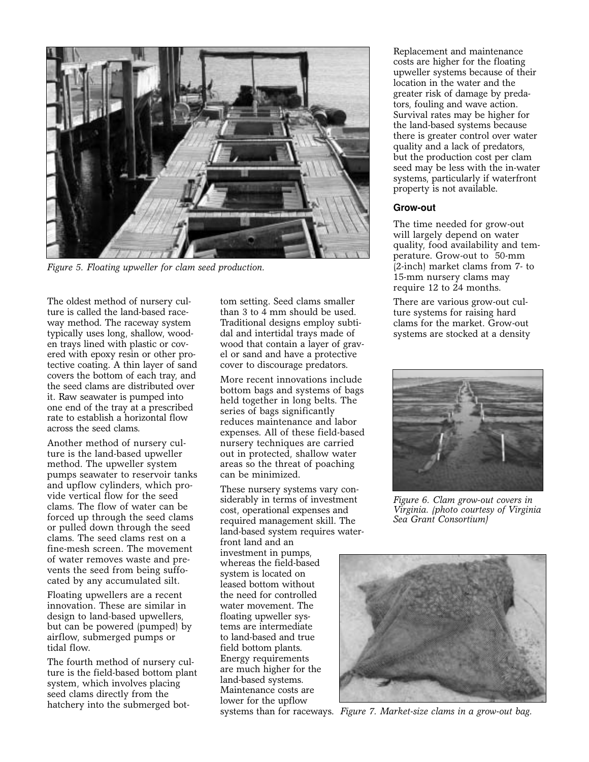Figure 5. Floating upweller for clam seed production.

The oldest method of nursery culture is called the land-based raceway method. The raceway system typically uses long, shallow, wooden trays lined with plastic or covered with epoxy resin or other protective coating. A thin layer of sand covers the bottom of each tray, and the seed clams are distributed over it. Raw seawater is pumped into one end of the tray at a prescribed rate to establish a horizontal flow across the seed clams.

Another method of nursery culture is the land-based upweller method. The upweller system pumps seawater to reservoir tanks and upflow cylinders, which provide vertical flow for the seed clams. The flow of water can be forced up through the seed clams or pulled down through the seed clams. The seed clams rest on a fine-mesh screen. The movement of water removes waste and prevents the seed from being suffocated by any accumulated silt.

Floating upwellers are a recent innovation. These are similar in design to land-based upwellers, but can be powered (pumped) by airflow, submerged pumps or tidal flow.

The fourth method of nursery culture is the field-based bottom plant system, which involves placing seed clams directly from the hatchery into the submerged bottom setting. Seed clams smaller than 3 to 4 mm should be used. Traditional designs employ subtidal and intertidal trays made of wood that contain a layer of gravel or sand and have a protective cover to discourage predators.

More recent innovations include bottom bags and systems of bags held together in long belts. The series of bags significantly reduces maintenance and labor expenses. All of these field-based nursery techniques are carried out in protected, shallow water areas so the threat of poaching can be minimized.

These nursery systems vary considerably in terms of investment cost, operational expenses and required management skill. The land-based system requires waterfront land and an investment in pumps, whereas the field-based system is located on leased bottom without the need for controlled water movement. The floating upweller systems are intermediate to land-based and true field bottom plants. Energy requirements are much higher for the land-based systems. Maintenance costs are lower for the upflow systems than for raceways. Replacement and maintenance costs are higher for the floating upweller systems because of their location in the water and the greater risk of damage by predators, fouling and wave action. Survival rates may be higher for the land-based systems because there is greater control over water quality and a lack of predators, but the production cost per clam seed may be less with the in-water systems, particularly if waterfront property is not available.

#### Grow-out

The time needed for grow-out will largely depend on water quality, food availability and temperature. Grow-out to 50-mm (2-inch) market clams from 7- to 15-mm nursery clams may require 12 to 24 months.

There are various grow-out culture systems for raising hard clams for the market. Grow-out systems are stocked at a density

Figure 6. Clam grow-out covers in Virginia. (photo courtesy of Virginia Sea Grant Consortium)

Figure 7. Market-size clams in a grow-out bag.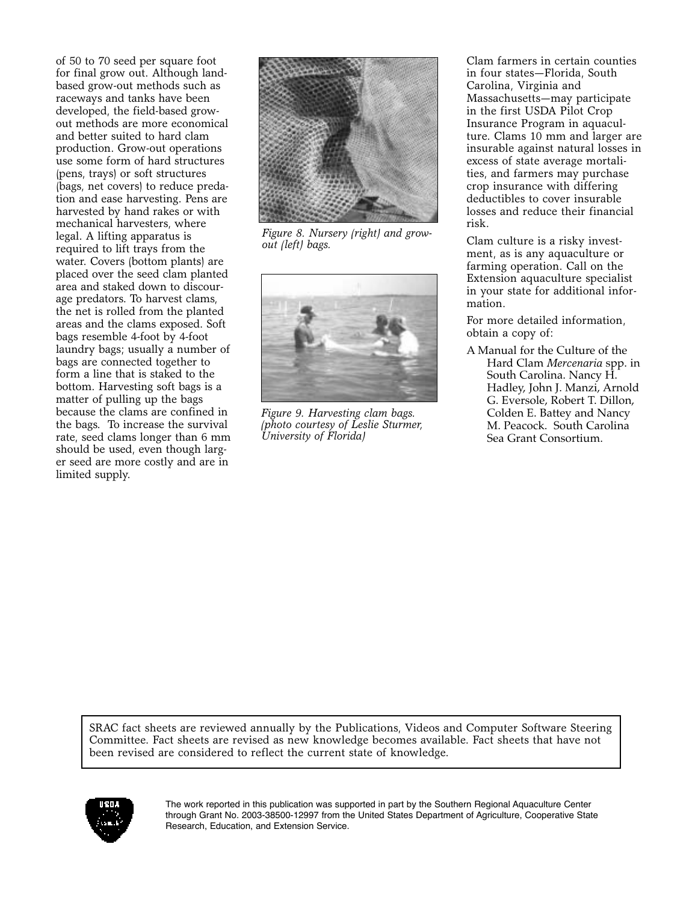of 50 to 70 seed per square foot for final grow out. Although land-based grow-out methods such as raceways and tanks have been developed, the field-based grow-out methods are more economical and better suited to hard clam production. Grow-out operations use some form of hard structures (pens, trays) or soft structures (bags, net covers) to reduce predation and ease harvesting. Pens are harvested by hand rakes or with mechanical harvesters, where legal. A lifting apparatus is required to lift trays from the water. Covers (bottom plants) are placed over the seed clam planted area and staked down to discourage predators. To harvest clams, the net is rolled from the planted areas and the clams exposed. Soft bags resemble 4-foot by 4-foot laundry bags; usually a number of bags are connected together to form a line that is staked to the bottom. Harvesting soft bags is a matter of pulling up the bags because the clams are confined in the bags. To increase the survival rate, seed clams longer than 6 mm should be used, even though larger seed are more costly and are in limited supply.

*Figure 8. Nursery (right) and grow-out (left) bags.*

*Figure 9. Harvesting clam bags. (photo courtesy of Leslie Sturmer, University of Florida)*

Clam farmers in certain counties in four states—Florida, South Carolina, Virginia and Massachusetts—may participate in the first USDA Pilot Crop Insurance Program in aquaculture. Clams 10 mm and larger are insurable against natural losses in excess of state average mortalities, and farmers may purchase crop insurance with differing deductibles to cover insurable losses and reduce their financial risk.

Clam culture is a risky investment, as is any aquaculture or farming operation. Call on the Extension aquaculture specialist in your state for additional information.

For more detailed information, obtain a copy of:

A Manual for the Culture of the Hard Clam *Mercenaria* spp. in South Carolina. Nancy H. Hadley, John J. Manzi, Arnold G. Eversole, Robert T. Dillon, Colden E. Battey and Nancy M. Peacock. South Carolina Sea Grant Consortium.

SRAC fact sheets are reviewed annually by the Publications, Videos and Computer Software Steering Committee. Fact sheets are revised as new knowledge becomes available. Fact sheets that have not been revised are considered to reflect the current state of knowledge.

The work reported in this publication was supported in part by the Southern Regional Aquaculture Center through Grant No. 2003-38500-12997 from the United States Department of Agriculture, Cooperative State Research, Education, and Extension Service.